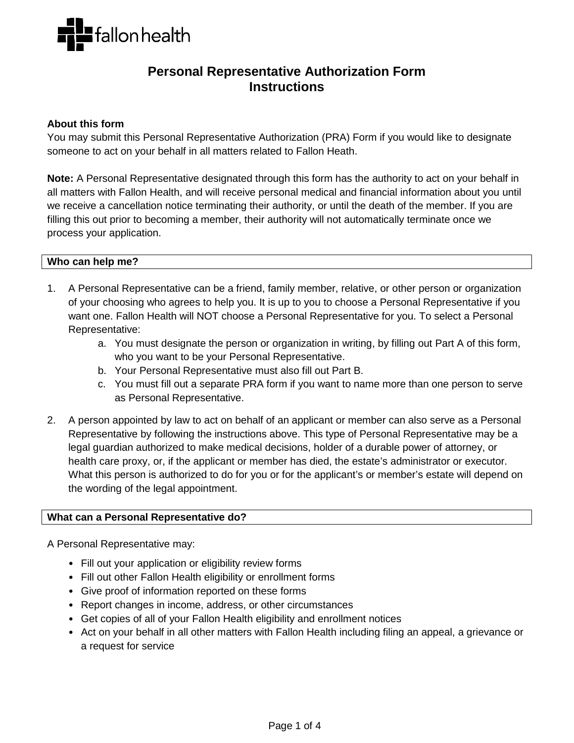fallonhealth

# Personal Representative Authorization Form
# Instructions

**About this form**

You may submit this Personal Representative Authorization (PRA) Form if you would like to designate someone to act on your behalf in all matters related to Fallon Heath.

**Note:** A Personal Representative designated through this form has the authority to act on your behalf in all matters with Fallon Health, and will receive personal medical and financial information about you until we receive a cancellation notice terminating their authority, or until the death of the member. If you are filling this out prior to becoming a member, their authority will not automatically terminate once we process your application.

## Who can help me?

1. A Personal Representative can be a friend, family member, relative, or other person or organization of your choosing who agrees to help you. It is up to you to choose a Personal Representative if you want one. Fallon Health will NOT choose a Personal Representative for you. To select a Personal Representative:
   a. You must designate the person or organization in writing, by filling out Part A of this form, who you want to be your Personal Representative.
   b. Your Personal Representative must also fill out Part B.
   c. You must fill out a separate PRA form if you want to name more than one person to serve as Personal Representative.
2. A person appointed by law to act on behalf of an applicant or member can also serve as a Personal Representative by following the instructions above. This type of Personal Representative may be a legal guardian authorized to make medical decisions, holder of a durable power of attorney, or health care proxy, or, if the applicant or member has died, the estate's administrator or executor. What this person is authorized to do for you or for the applicant's or member's estate will depend on the wording of the legal appointment.

## What can a Personal Representative do?

A Personal Representative may:

- Fill out your application or eligibility review forms
- Fill out other Fallon Health eligibility or enrollment forms
- Give proof of information reported on these forms
- Report changes in income, address, or other circumstances
- Get copies of all of your Fallon Health eligibility and enrollment notices
- Act on your behalf in all other matters with Fallon Health including filing an appeal, a grievance or a request for service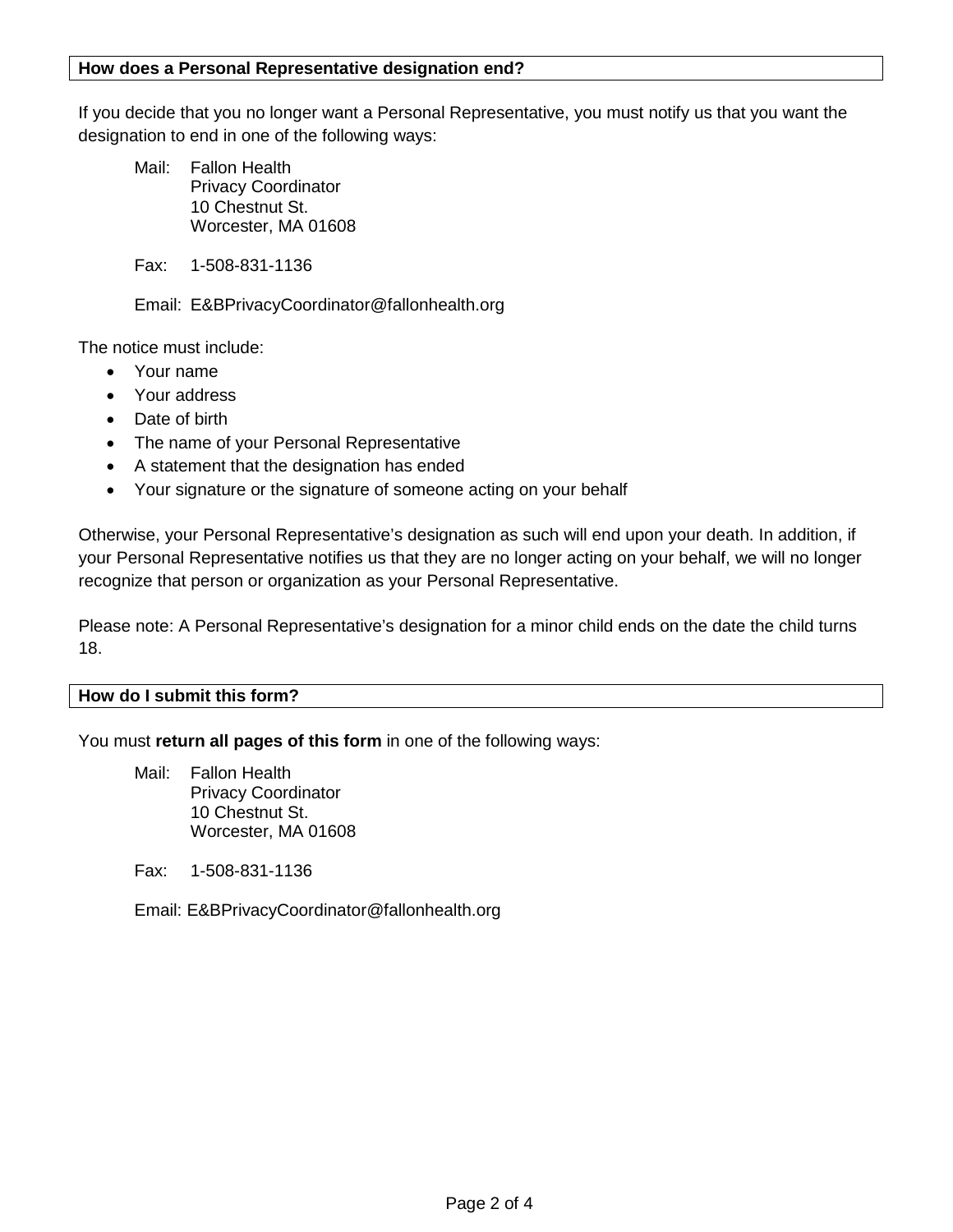## How does a Personal Representative designation end?

If you decide that you no longer want a Personal Representative, you must notify us that you want the designation to end in one of the following ways:

Mail: Fallon Health
Privacy Coordinator
10 Chestnut St.
Worcester, MA 01608

Fax: 1-508-831-1136

Email: E&BPrivacyCoordinator@fallonhealth.org

The notice must include:

- Your name
- Your address
- Date of birth
- The name of your Personal Representative
- A statement that the designation has ended
- Your signature or the signature of someone acting on your behalf

Otherwise, your Personal Representative's designation as such will end upon your death. In addition, if your Personal Representative notifies us that they are no longer acting on your behalf, we will no longer recognize that person or organization as your Personal Representative.

Please note: A Personal Representative's designation for a minor child ends on the date the child turns 18.

## How do I submit this form?

You must **return all pages of this form** in one of the following ways:

Mail: Fallon Health
Privacy Coordinator
10 Chestnut St.
Worcester, MA 01608

Fax: 1-508-831-1136

Email: E&BPrivacyCoordinator@fallonhealth.org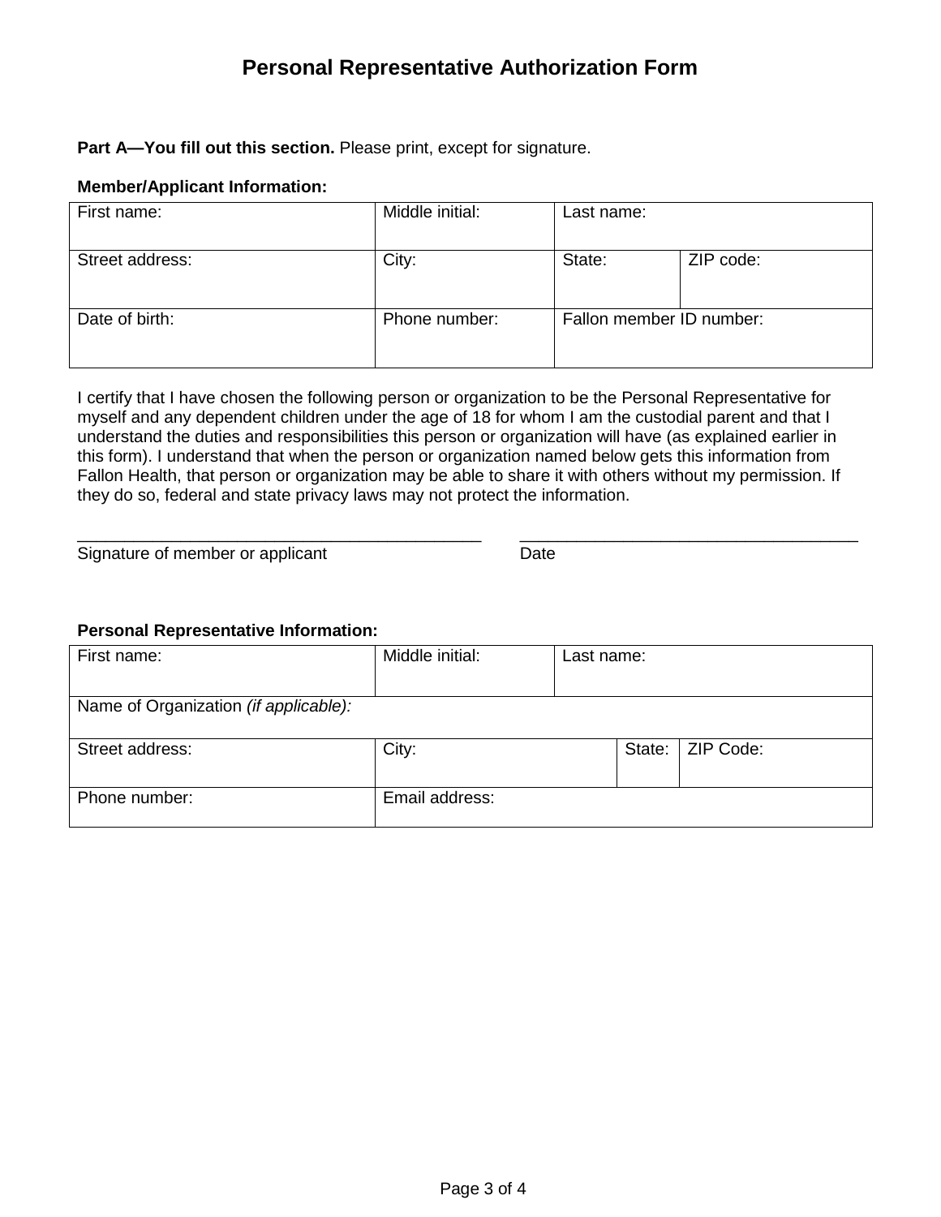# Personal Representative Authorization Form

**Part A—You fill out this section.** Please print, except for signature.

**Member/Applicant Information:**

| First name: | Middle initial: | Last name: | |
|---|---|---|---|
| Street address: | City: | State: | ZIP code: |
| Date of birth: | Phone number: | Fallon member ID number: | |

I certify that I have chosen the following person or organization to be the Personal Representative for myself and any dependent children under the age of 18 for whom I am the custodial parent and that I understand the duties and responsibilities this person or organization will have (as explained earlier in this form). I understand that when the person or organization named below gets this information from Fallon Health, that person or organization may be able to share it with others without my permission. If they do so, federal and state privacy laws may not protect the information.

_____________________________________________ _____________________________________

Signature of member or applicant Date

**Personal Representative Information:**

| First name: | Middle initial: | Last name: | | |
|---|---|---|---|---|
| Name of Organization *(if applicable):* | | | | |
| Street address: | City: | | State: | ZIP Code: |
| Phone number: | Email address: | | | |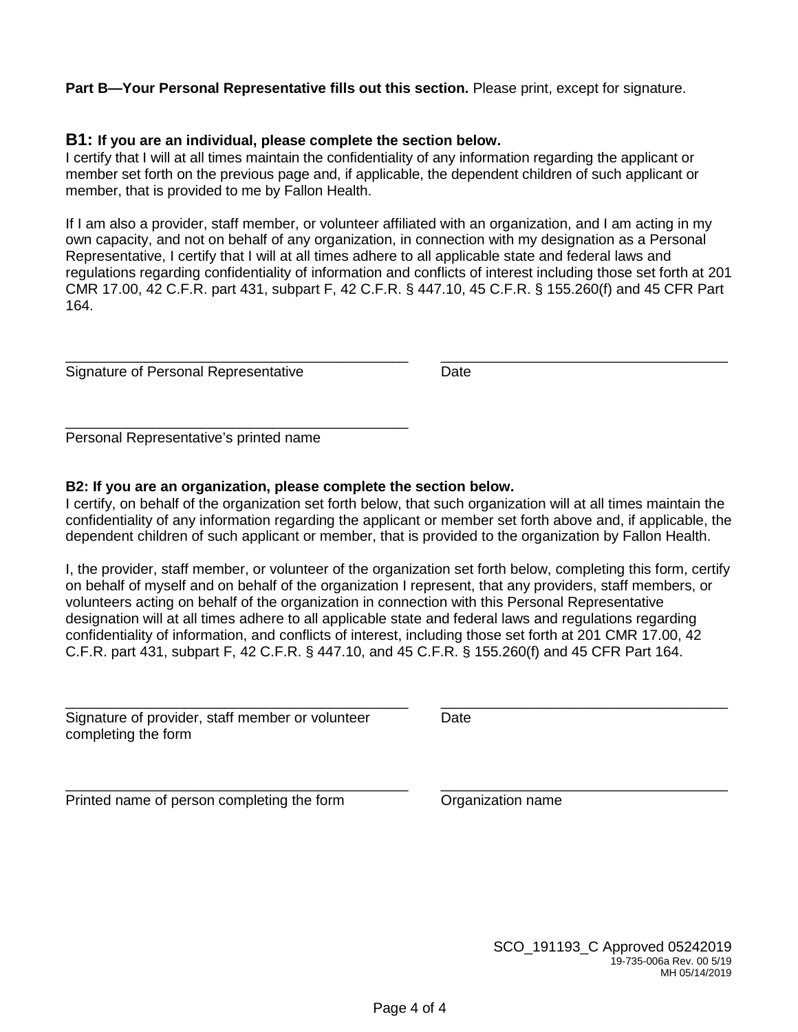**Part B—Your Personal Representative fills out this section.** Please print, except for signature.

## B1: If you are an individual, please complete the section below.

I certify that I will at all times maintain the confidentiality of any information regarding the applicant or member set forth on the previous page and, if applicable, the dependent children of such applicant or member, that is provided to me by Fallon Health.

If I am also a provider, staff member, or volunteer affiliated with an organization, and I am acting in my own capacity, and not on behalf of any organization, in connection with my designation as a Personal Representative, I certify that I will at all times adhere to all applicable state and federal laws and regulations regarding confidentiality of information and conflicts of interest including those set forth at 201 CMR 17.00, 42 C.F.R. part 431, subpart F, 42 C.F.R. § 447.10, 45 C.F.R. § 155.260(f) and 45 CFR Part 164.

\_\_\_\_\_\_\_\_\_\_\_\_\_\_\_\_\_\_\_\_\_\_\_\_\_\_\_\_\_\_\_\_\_\_\_\_\_\_\_\_\_\_\_\_ \_\_\_\_\_\_\_\_\_\_\_\_\_\_\_\_\_\_\_\_\_\_\_\_\_\_\_\_\_\_\_\_\_\_\_\_\_\_\_\_
Signature of Personal Representative Date

\_\_\_\_\_\_\_\_\_\_\_\_\_\_\_\_\_\_\_\_\_\_\_\_\_\_\_\_\_\_\_\_\_\_\_\_\_\_\_\_\_\_\_\_
Personal Representative's printed name

### B2: If you are an organization, please complete the section below.

I certify, on behalf of the organization set forth below, that such organization will at all times maintain the confidentiality of any information regarding the applicant or member set forth above and, if applicable, the dependent children of such applicant or member, that is provided to the organization by Fallon Health.

I, the provider, staff member, or volunteer of the organization set forth below, completing this form, certify on behalf of myself and on behalf of the organization I represent, that any providers, staff members, or volunteers acting on behalf of the organization in connection with this Personal Representative designation will at all times adhere to all applicable state and federal laws and regulations regarding confidentiality of information, and conflicts of interest, including those set forth at 201 CMR 17.00, 42 C.F.R. part 431, subpart F, 42 C.F.R. § 447.10, and 45 C.F.R. § 155.260(f) and 45 CFR Part 164.

\_\_\_\_\_\_\_\_\_\_\_\_\_\_\_\_\_\_\_\_\_\_\_\_\_\_\_\_\_\_\_\_\_\_\_\_\_\_\_\_\_\_\_\_ \_\_\_\_\_\_\_\_\_\_\_\_\_\_\_\_\_\_\_\_\_\_\_\_\_\_\_\_\_\_\_\_\_\_\_\_\_\_\_\_
Signature of provider, staff member or volunteer completing the form Date

\_\_\_\_\_\_\_\_\_\_\_\_\_\_\_\_\_\_\_\_\_\_\_\_\_\_\_\_\_\_\_\_\_\_\_\_\_\_\_\_\_\_\_\_ \_\_\_\_\_\_\_\_\_\_\_\_\_\_\_\_\_\_\_\_\_\_\_\_\_\_\_\_\_\_\_\_\_\_\_\_\_\_\_\_
Printed name of person completing the form Organization name

SCO_191193_C Approved 05242019
19-735-006a Rev. 00 5/19
MH 05/14/2019